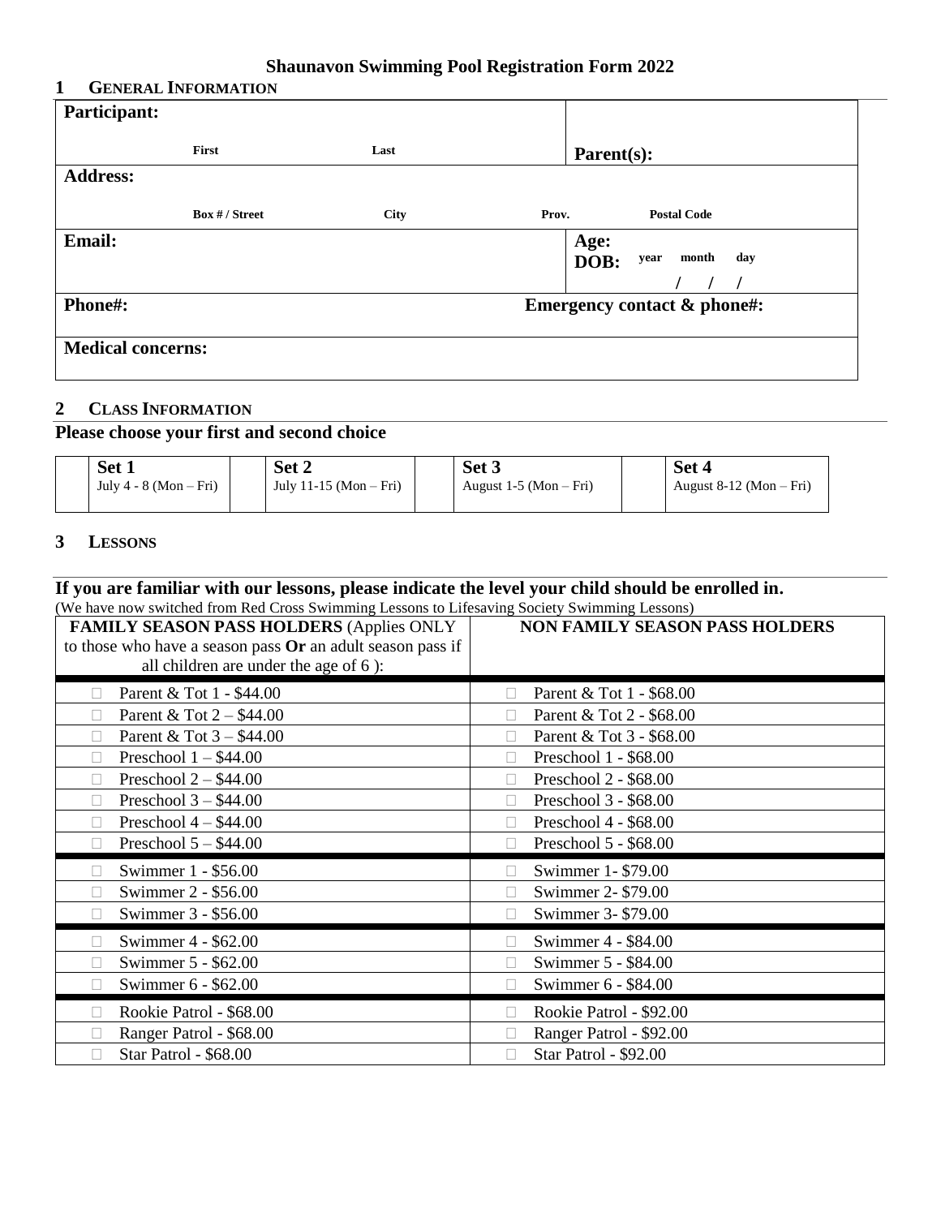# Shaunavon Swimming Pool Registration Form 2022

## 1 General Information

| **Participant:** First Last | **Parent(s):** |
|---|---|
| **Address:** Box # / Street City Prov. Postal Code | |
| **Email:** | **Age:** **DOB:** year month day / / / |
| **Phone#:** | **Emergency contact & phone#:** |
| **Medical concerns:** | |

## 2 Class Information

### Please choose your first and second choice

| | Set 1 | | Set 2 | | Set 3 | | Set 4 |
|---|---|---|---|---|---|---|---|
| | **Set 1** July 4 - 8 (Mon – Fri) | | **Set 2** July 11-15 (Mon – Fri) | | **Set 3** August 1-5 (Mon – Fri) | | **Set 4** August 8-12 (Mon – Fri) |

## 3 Lessons

### If you are familiar with our lessons, please indicate the level your child should be enrolled in.

(We have now switched from Red Cross Swimming Lessons to Lifesaving Society Swimming Lessons)

| **FAMILY SEASON PASS HOLDERS** (Applies ONLY to those who have a season pass **Or** an adult season pass if all children are under the age of 6 ): | **NON FAMILY SEASON PASS HOLDERS** |
|---|---|
| ☐ Parent & Tot 1 - $44.00 | ☐ Parent & Tot 1 - $68.00 |
| ☐ Parent & Tot 2 – $44.00 | ☐ Parent & Tot 2 - $68.00 |
| ☐ Parent & Tot 3 – $44.00 | ☐ Parent & Tot 3 - $68.00 |
| ☐ Preschool 1 – $44.00 | ☐ Preschool 1 - $68.00 |
| ☐ Preschool 2 – $44.00 | ☐ Preschool 2 - $68.00 |
| ☐ Preschool 3 – $44.00 | ☐ Preschool 3 - $68.00 |
| ☐ Preschool 4 – $44.00 | ☐ Preschool 4 - $68.00 |
| ☐ Preschool 5 – $44.00 | ☐ Preschool 5 - $68.00 |
| ☐ Swimmer 1 - $56.00 | ☐ Swimmer 1- $79.00 |
| ☐ Swimmer 2 - $56.00 | ☐ Swimmer 2- $79.00 |
| ☐ Swimmer 3 - $56.00 | ☐ Swimmer 3- $79.00 |
| ☐ Swimmer 4 - $62.00 | ☐ Swimmer 4 - $84.00 |
| ☐ Swimmer 5 - $62.00 | ☐ Swimmer 5 - $84.00 |
| ☐ Swimmer 6 - $62.00 | ☐ Swimmer 6 - $84.00 |
| ☐ Rookie Patrol - $68.00 | ☐ Rookie Patrol - $92.00 |
| ☐ Ranger Patrol - $68.00 | ☐ Ranger Patrol - $92.00 |
| ☐ Star Patrol - $68.00 | ☐ Star Patrol - $92.00 |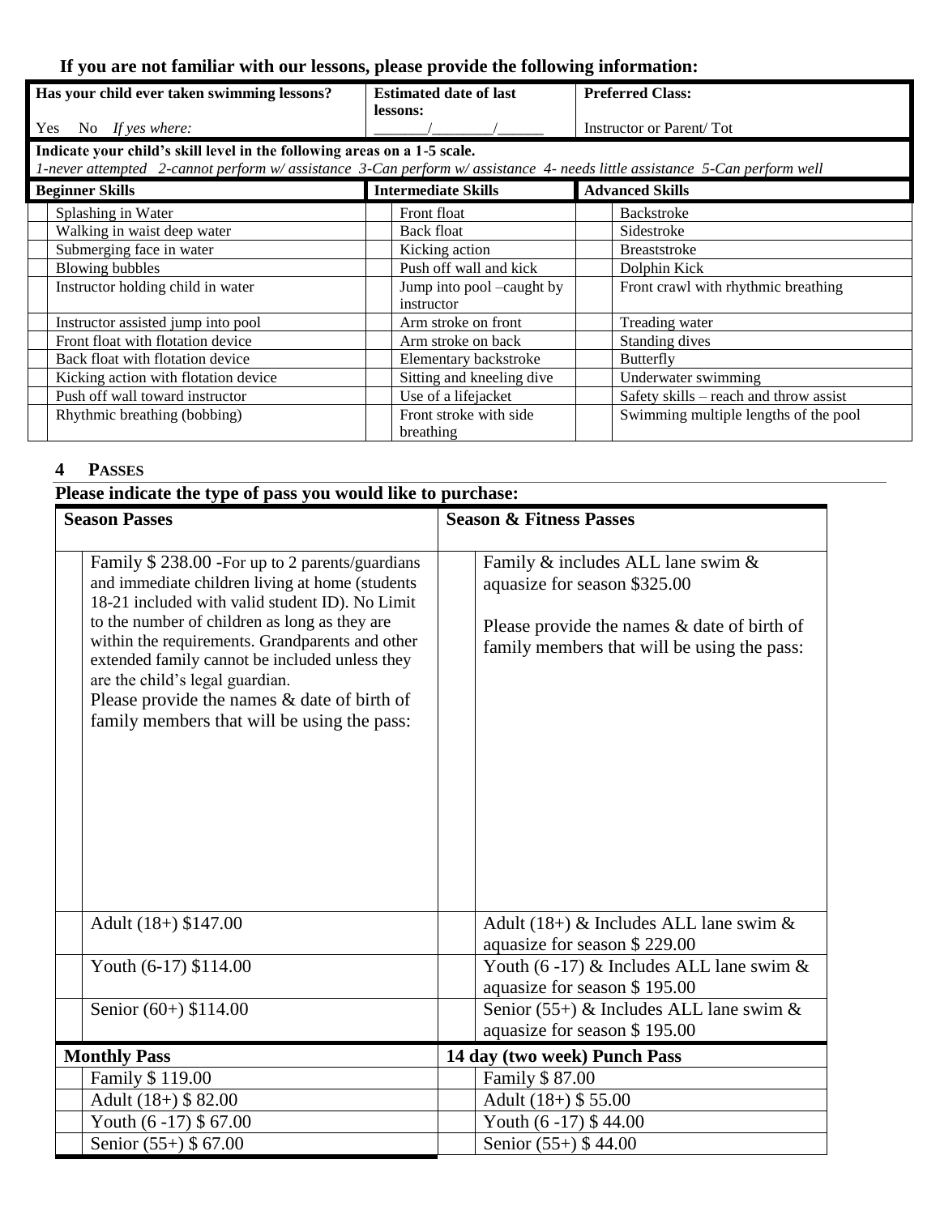**If you are not familiar with our lessons, please provide the following information:**

| Has your child ever taken swimming lessons? | Estimated date of last lessons: | Preferred Class: |
|---|---|---|
| Yes No *If yes where:* | _______/________/______ | Instructor or Parent/ Tot |

**Indicate your child's skill level in the following areas on a 1-5 scale.**
*1-never attempted 2-cannot perform w/ assistance 3-Can perform w/ assistance 4- needs little assistance 5-Can perform well*

| | Beginner Skills | | Intermediate Skills | | Advanced Skills |
|---|---|---|---|---|---|
| | Splashing in Water | | Front float | | Backstroke |
| | Walking in waist deep water | | Back float | | Sidestroke |
| | Submerging face in water | | Kicking action | | Breaststroke |
| | Blowing bubbles | | Push off wall and kick | | Dolphin Kick |
| | Instructor holding child in water | | Jump into pool –caught by instructor | | Front crawl with rhythmic breathing |
| | Instructor assisted jump into pool | | Arm stroke on front | | Treading water |
| | Front float with flotation device | | Arm stroke on back | | Standing dives |
| | Back float with flotation device | | Elementary backstroke | | Butterfly |
| | Kicking action with flotation device | | Sitting and kneeling dive | | Underwater swimming |
| | Push off wall toward instructor | | Use of a lifejacket | | Safety skills – reach and throw assist |
| | Rhythmic breathing (bobbing) | | Front stroke with side breathing | | Swimming multiple lengths of the pool |

## 4 PASSES

**Please indicate the type of pass you would like to purchase:**

| | Season Passes | | Season & Fitness Passes |
|---|---|---|---|
| | Family $ 238.00 -For up to 2 parents/guardians and immediate children living at home (students 18-21 included with valid student ID). No Limit to the number of children as long as they are within the requirements. Grandparents and other extended family cannot be included unless they are the child's legal guardian. Please provide the names & date of birth of family members that will be using the pass: | | Family & includes ALL lane swim & aquasize for season $325.00 Please provide the names & date of birth of family members that will be using the pass: |
| | Adult (18+) $147.00 | | Adult (18+) & Includes ALL lane swim & aquasize for season $ 229.00 |
| | Youth (6-17) $114.00 | | Youth (6 -17) & Includes ALL lane swim & aquasize for season $ 195.00 |
| | Senior (60+) $114.00 | | Senior (55+) & Includes ALL lane swim & aquasize for season $ 195.00 |
| | **Monthly Pass** | | **14 day (two week) Punch Pass** |
| | Family $ 119.00 | | Family $ 87.00 |
| | Adult (18+) $ 82.00 | | Adult (18+) $ 55.00 |
| | Youth (6 -17) $ 67.00 | | Youth (6 -17) $ 44.00 |
| | Senior (55+) $ 67.00 | | Senior (55+) $ 44.00 |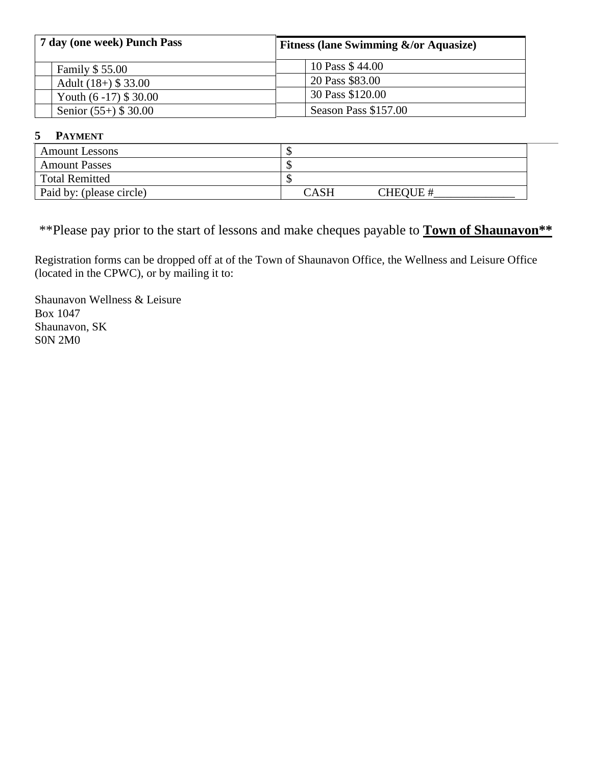| 7 day (one week) Punch Pass | |
|---|---|
| | Family $ 55.00 |
| | Adult (18+) $ 33.00 |
| | Youth (6 -17) $ 30.00 |
| | Senior (55+) $ 30.00 |

| Fitness (lane Swimming &/or Aquasize) | |
|---|---|
| | 10 Pass $ 44.00 |
| | 20 Pass $83.00 |
| | 30 Pass $120.00 |
| | Season Pass $157.00 |

## 5 PAYMENT

| | |
|---|---|
| Amount Lessons | $ |
| Amount Passes | $ |
| Total Remitted | $ |
| Paid by: (please circle) | CASH CHEQUE #______________ |

**Please pay prior to the start of lessons and make cheques payable to **Town of Shaunavon****

Registration forms can be dropped off at of the Town of Shaunavon Office, the Wellness and Leisure Office (located in the CPWC), or by mailing it to:

Shaunavon Wellness & Leisure
Box 1047
Shaunavon, SK
S0N 2M0